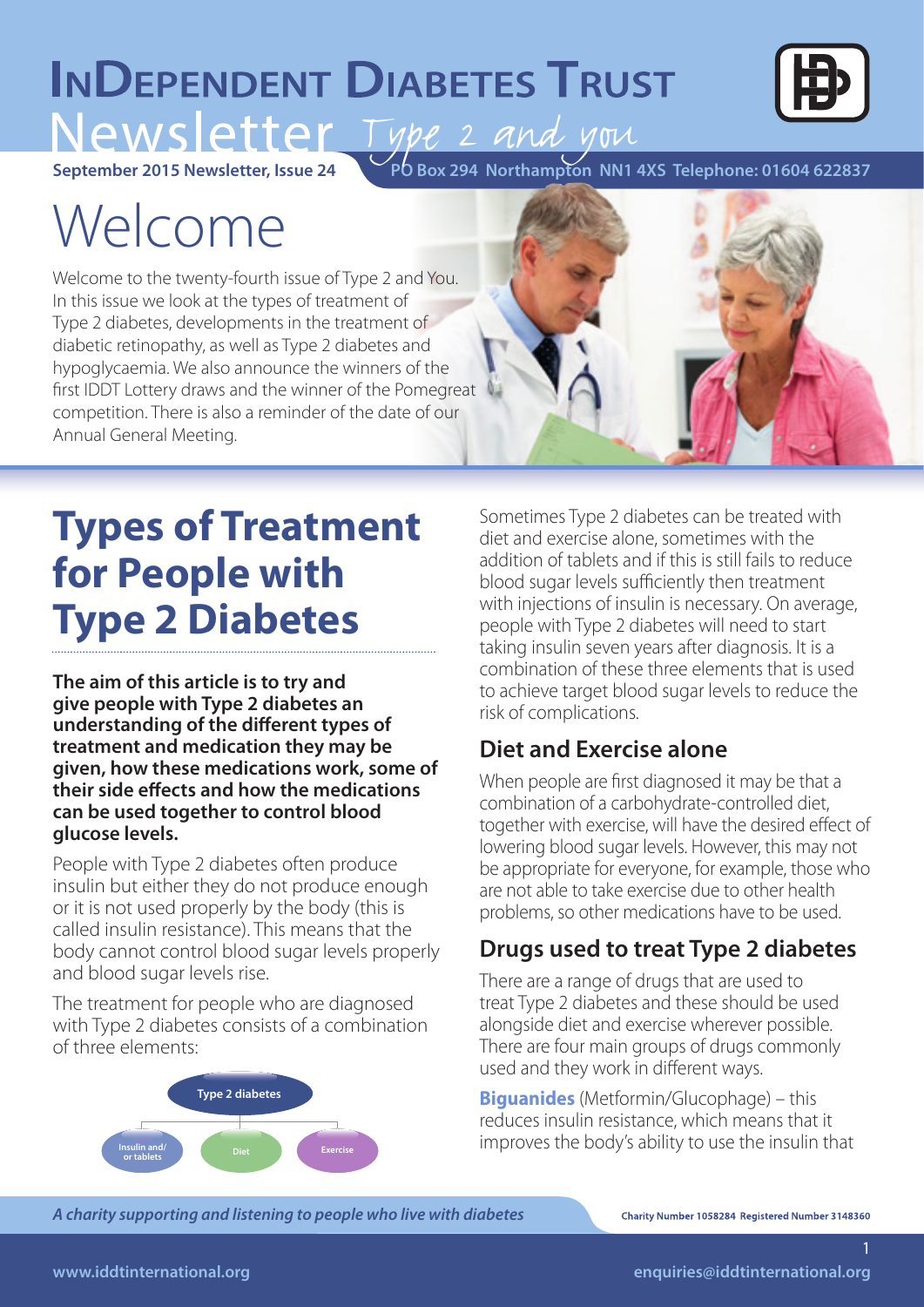# InDependent Diabetes Trust

# Newsletter *Type 2 and you*

**September 2015 Newsletter, Issue 24** PO Box 294 Northampton NN1 4XS Telephone: 01604 622837

# Welcome

Welcome to the twenty-fourth issue of Type 2 and You. In this issue we look at the types of treatment of Type 2 diabetes, developments in the treatment of diabetic retinopathy, as well as Type 2 diabetes and hypoglycaemia. We also announce the winners of the first IDDT Lottery draws and the winner of the Pomegreat competition. There is also a reminder of the date of our Annual General Meeting.

# Types of Treatment for People with Type 2 Diabetes

**The aim of this article is to try and give people with Type 2 diabetes an understanding of the different types of treatment and medication they may be given, how these medications work, some of their side effects and how the medications can be used together to control blood glucose levels.**

People with Type 2 diabetes often produce insulin but either they do not produce enough or it is not used properly by the body (this is called insulin resistance). This means that the body cannot control blood sugar levels properly and blood sugar levels rise.

The treatment for people who are diagnosed with Type 2 diabetes consists of a combination of three elements:

- Type 2 diabetes
  - Insulin and/or tablets
  - Diet
  - Exercise

Sometimes Type 2 diabetes can be treated with diet and exercise alone, sometimes with the addition of tablets and if this is still fails to reduce blood sugar levels sufficiently then treatment with injections of insulin is necessary. On average, people with Type 2 diabetes will need to start taking insulin seven years after diagnosis. It is a combination of these three elements that is used to achieve target blood sugar levels to reduce the risk of complications.

## Diet and Exercise alone

When people are first diagnosed it may be that a combination of a carbohydrate-controlled diet, together with exercise, will have the desired effect of lowering blood sugar levels. However, this may not be appropriate for everyone, for example, those who are not able to take exercise due to other health problems, so other medications have to be used.

## Drugs used to treat Type 2 diabetes

There are a range of drugs that are used to treat Type 2 diabetes and these should be used alongside diet and exercise wherever possible. There are four main groups of drugs commonly used and they work in different ways.

**Biguanides** (Metformin/Glucophage) – this reduces insulin resistance, which means that it improves the body's ability to use the insulin that

*A charity supporting and listening to people who live with diabetes*

Charity Number 1058284 Registered Number 3148360

www.iddtinternational.org enquiries@iddtinternational.org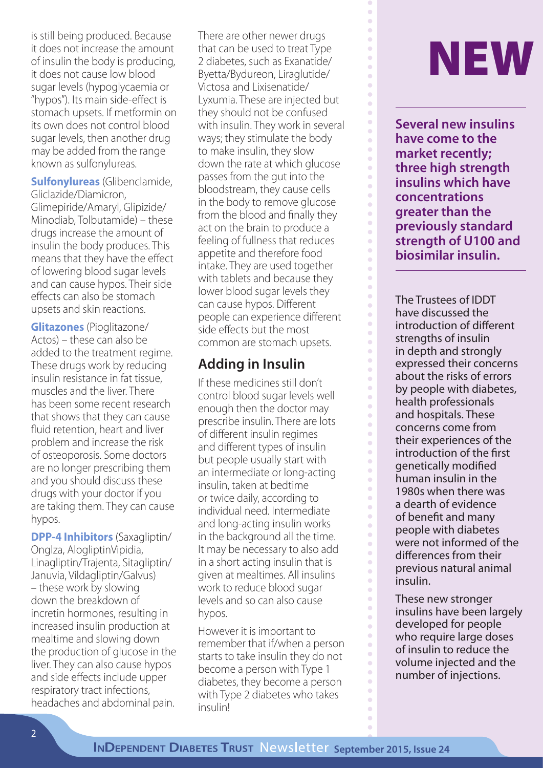is still being produced. Because it does not increase the amount of insulin the body is producing, it does not cause low blood sugar levels (hypoglycaemia or "hypos"). Its main side-effect is stomach upsets. If metformin on its own does not control blood sugar levels, then another drug may be added from the range known as sulfonylureas.

**Sulfonylureas** (Glibenclamide, Gliclazide/Diamicron, Glimepiride/Amaryl, Glipizide/Minodiab, Tolbutamide) – these drugs increase the amount of insulin the body produces. This means that they have the effect of lowering blood sugar levels and can cause hypos. Their side effects can also be stomach upsets and skin reactions.

**Glitazones** (Pioglitazone/Actos) – these can also be added to the treatment regime. These drugs work by reducing insulin resistance in fat tissue, muscles and the liver. There has been some recent research that shows that they can cause fluid retention, heart and liver problem and increase the risk of osteoporosis. Some doctors are no longer prescribing them and you should discuss these drugs with your doctor if you are taking them. They can cause hypos.

**DPP-4 Inhibitors** (Saxagliptin/Onglza, AlogliptinVipidia, Linagliptin/Trajenta, Sitagliptin/Januvia, Vildagliptin/Galvus) – these work by slowing down the breakdown of incretin hormones, resulting in increased insulin production at mealtime and slowing down the production of glucose in the liver. They can also cause hypos and side effects include upper respiratory tract infections, headaches and abdominal pain.

There are other newer drugs that can be used to treat Type 2 diabetes, such as Exanatide/Byetta/Bydureon, Liraglutide/Victosa and Lixisenatide/Lyxumia. These are injected but they should not be confused with insulin. They work in several ways; they stimulate the body to make insulin, they slow down the rate at which glucose passes from the gut into the bloodstream, they cause cells in the body to remove glucose from the blood and finally they act on the brain to produce a feeling of fullness that reduces appetite and therefore food intake. They are used together with tablets and because they lower blood sugar levels they can cause hypos. Different people can experience different side effects but the most common are stomach upsets.

## Adding in Insulin

If these medicines still don't control blood sugar levels well enough then the doctor may prescribe insulin. There are lots of different insulin regimes and different types of insulin but people usually start with an intermediate or long-acting insulin, taken at bedtime or twice daily, according to individual need. Intermediate and long-acting insulin works in the background all the time. It may be necessary to also add in a short acting insulin that is given at mealtimes. All insulins work to reduce blood sugar levels and so can also cause hypos.

However it is important to remember that if/when a person starts to take insulin they do not become a person with Type 1 diabetes, they become a person with Type 2 diabetes who takes insulin!

# NEW

**Several new insulins have come to the market recently; three high strength insulins which have concentrations greater than the previously standard strength of U100 and biosimilar insulin.**

The Trustees of IDDT have discussed the introduction of different strengths of insulin in depth and strongly expressed their concerns about the risks of errors by people with diabetes, health professionals and hospitals. These concerns come from their experiences of the introduction of the first genetically modified human insulin in the 1980s when there was a dearth of evidence of benefit and many people with diabetes were not informed of the differences from their previous natural animal insulin.

These new stronger insulins have been largely developed for people who require large doses of insulin to reduce the volume injected and the number of injections.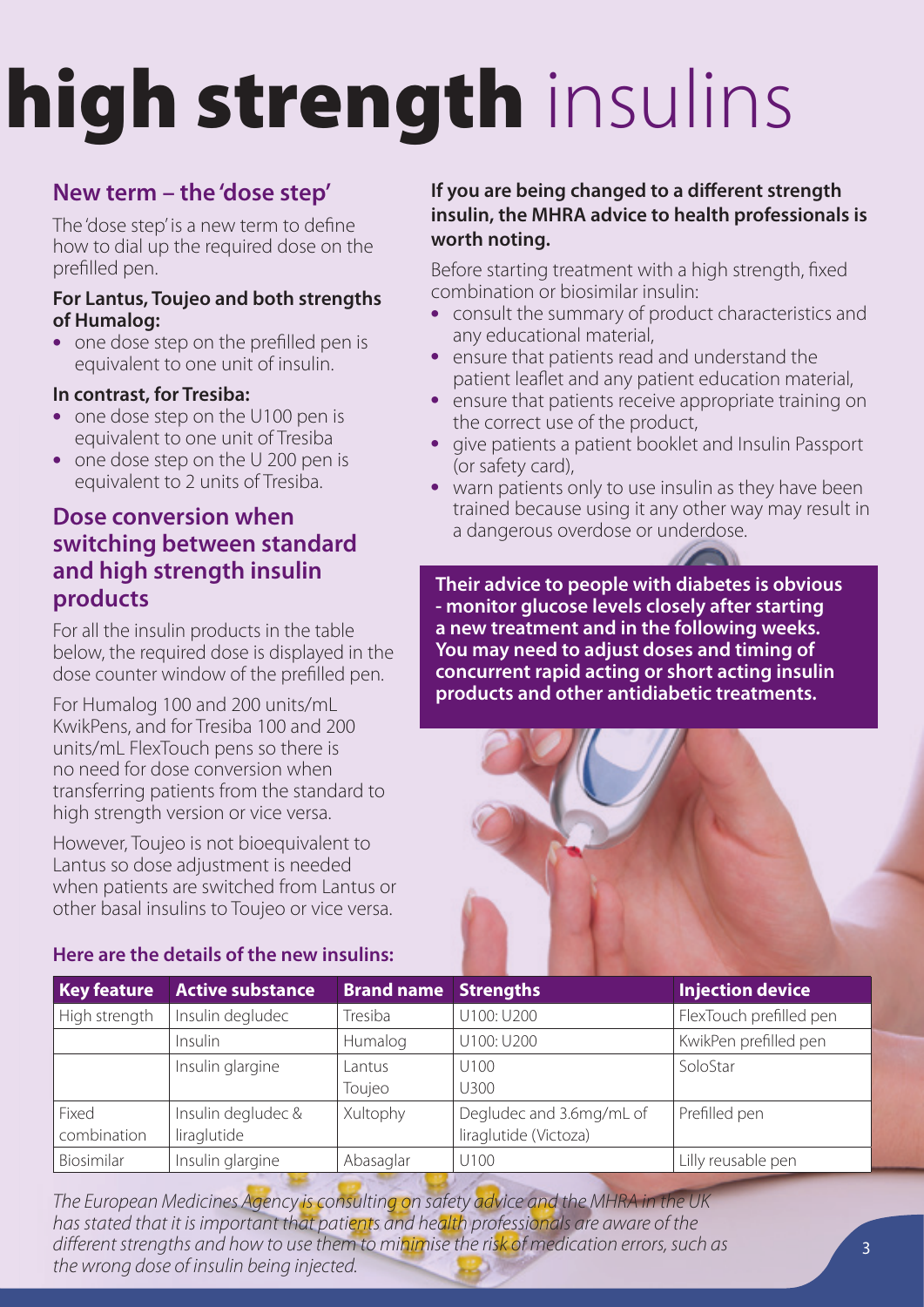# **high strength** insulins

## New term – the 'dose step'

The 'dose step' is a new term to define how to dial up the required dose on the prefilled pen.

**For Lantus, Toujeo and both strengths of Humalog:**

- one dose step on the prefilled pen is equivalent to one unit of insulin.

**In contrast, for Tresiba:**

- one dose step on the U100 pen is equivalent to one unit of Tresiba
- one dose step on the U 200 pen is equivalent to 2 units of Tresiba.

## Dose conversion when switching between standard and high strength insulin products

For all the insulin products in the table below, the required dose is displayed in the dose counter window of the prefilled pen.

For Humalog 100 and 200 units/mL KwikPens, and for Tresiba 100 and 200 units/mL FlexTouch pens so there is no need for dose conversion when transferring patients from the standard to high strength version or vice versa.

However, Toujeo is not bioequivalent to Lantus so dose adjustment is needed when patients are switched from Lantus or other basal insulins to Toujeo or vice versa.

**If you are being changed to a different strength insulin, the MHRA advice to health professionals is worth noting.**

Before starting treatment with a high strength, fixed combination or biosimilar insulin:

- consult the summary of product characteristics and any educational material,
- ensure that patients read and understand the patient leaflet and any patient education material,
- ensure that patients receive appropriate training on the correct use of the product,
- give patients a patient booklet and Insulin Passport (or safety card),
- warn patients only to use insulin as they have been trained because using it any other way may result in a dangerous overdose or underdose.

**Their advice to people with diabetes is obvious - monitor glucose levels closely after starting a new treatment and in the following weeks. You may need to adjust doses and timing of concurrent rapid acting or short acting insulin products and other antidiabetic treatments.**

### Here are the details of the new insulins:

| Key feature | Active substance | Brand name | Strengths | Injection device |
|---|---|---|---|---|
| High strength | Insulin degludec | Tresiba | U100: U200 | FlexTouch prefilled pen |
| | Insulin | Humalog | U100: U200 | KwikPen prefilled pen |
| | Insulin glargine | Lantus<br>Toujeo | U100<br>U300 | SoloStar |
| Fixed combination | Insulin degludec & liraglutide | Xultophy | Degludec and 3.6mg/mL of liraglutide (Victoza) | Prefilled pen |
| Biosimilar | Insulin glargine | Abasaglar | U100 | Lilly reusable pen |

*The European Medicines Agency is consulting on safety advice and the MHRA in the UK has stated that it is important that patients and health professionals are aware of the different strengths and how to use them to minimise the risk of medication errors, such as the wrong dose of insulin being injected.*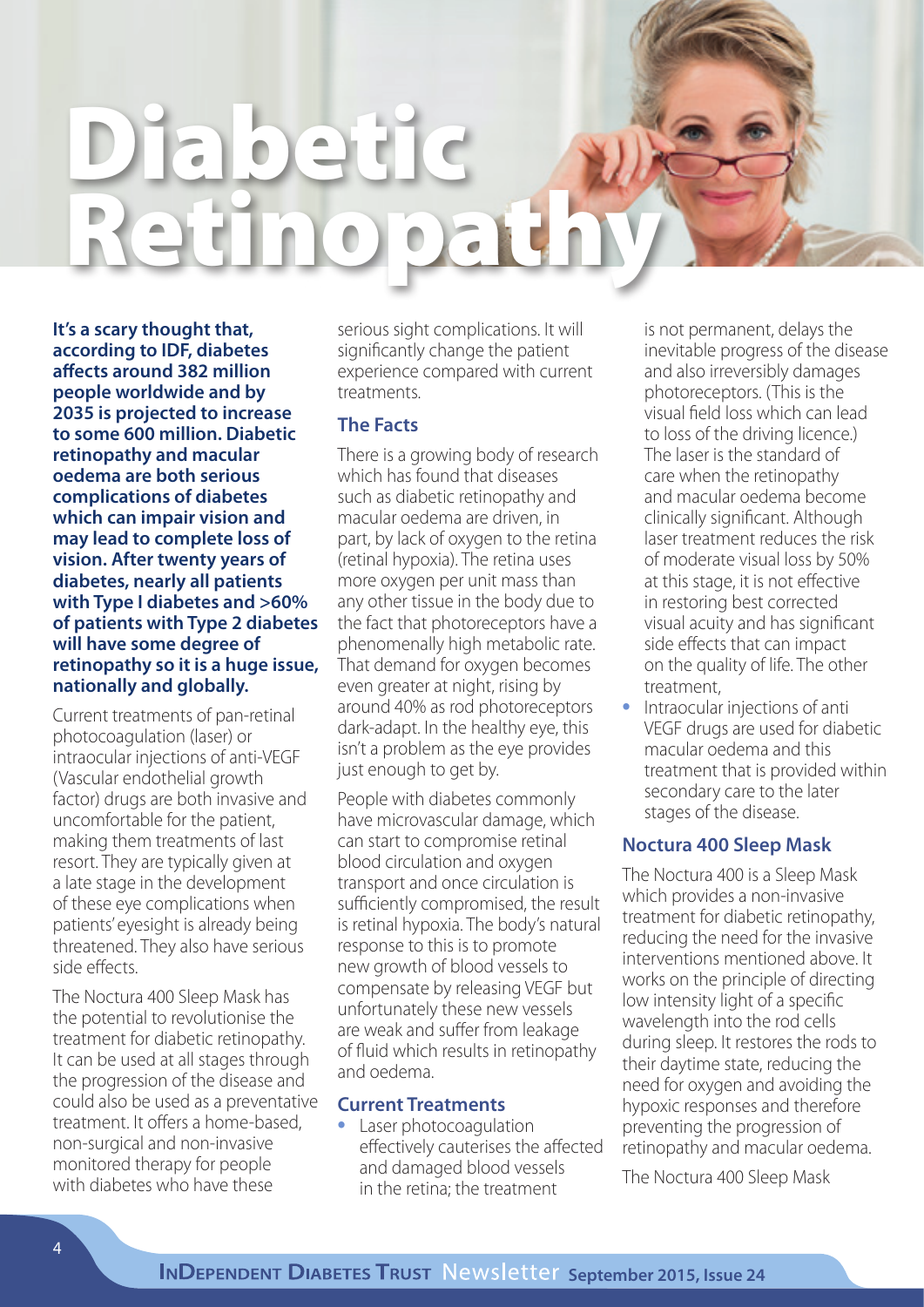# Diabetic Retinopathy

**It's a scary thought that, according to IDF, diabetes affects around 382 million people worldwide and by 2035 is projected to increase to some 600 million. Diabetic retinopathy and macular oedema are both serious complications of diabetes which can impair vision and may lead to complete loss of vision. After twenty years of diabetes, nearly all patients with Type I diabetes and >60% of patients with Type 2 diabetes will have some degree of retinopathy so it is a huge issue, nationally and globally.**

Current treatments of pan-retinal photocoagulation (laser) or intraocular injections of anti-VEGF (Vascular endothelial growth factor) drugs are both invasive and uncomfortable for the patient, making them treatments of last resort. They are typically given at a late stage in the development of these eye complications when patients' eyesight is already being threatened. They also have serious side effects.

The Noctura 400 Sleep Mask has the potential to revolutionise the treatment for diabetic retinopathy. It can be used at all stages through the progression of the disease and could also be used as a preventative treatment. It offers a home-based, non-surgical and non-invasive monitored therapy for people with diabetes who have these serious sight complications. It will significantly change the patient experience compared with current treatments.

## The Facts

There is a growing body of research which has found that diseases such as diabetic retinopathy and macular oedema are driven, in part, by lack of oxygen to the retina (retinal hypoxia). The retina uses more oxygen per unit mass than any other tissue in the body due to the fact that photoreceptors have a phenomenally high metabolic rate. That demand for oxygen becomes even greater at night, rising by around 40% as rod photoreceptors dark-adapt. In the healthy eye, this isn't a problem as the eye provides just enough to get by.

People with diabetes commonly have microvascular damage, which can start to compromise retinal blood circulation and oxygen transport and once circulation is sufficiently compromised, the result is retinal hypoxia. The body's natural response to this is to promote new growth of blood vessels to compensate by releasing VEGF but unfortunately these new vessels are weak and suffer from leakage of fluid which results in retinopathy and oedema.

## Current Treatments

- Laser photocoagulation effectively cauterises the affected and damaged blood vessels in the retina; the treatment is not permanent, delays the inevitable progress of the disease and also irreversibly damages photoreceptors. (This is the visual field loss which can lead to loss of the driving licence.) The laser is the standard of care when the retinopathy and macular oedema become clinically significant. Although laser treatment reduces the risk of moderate visual loss by 50% at this stage, it is not effective in restoring best corrected visual acuity and has significant side effects that can impact on the quality of life. The other treatment,
- Intraocular injections of anti VEGF drugs are used for diabetic macular oedema and this treatment that is provided within secondary care to the later stages of the disease.

## Noctura 400 Sleep Mask

The Noctura 400 is a Sleep Mask which provides a non-invasive treatment for diabetic retinopathy, reducing the need for the invasive interventions mentioned above. It works on the principle of directing low intensity light of a specific wavelength into the rod cells during sleep. It restores the rods to their daytime state, reducing the need for oxygen and avoiding the hypoxic responses and therefore preventing the progression of retinopathy and macular oedema.

The Noctura 400 Sleep Mask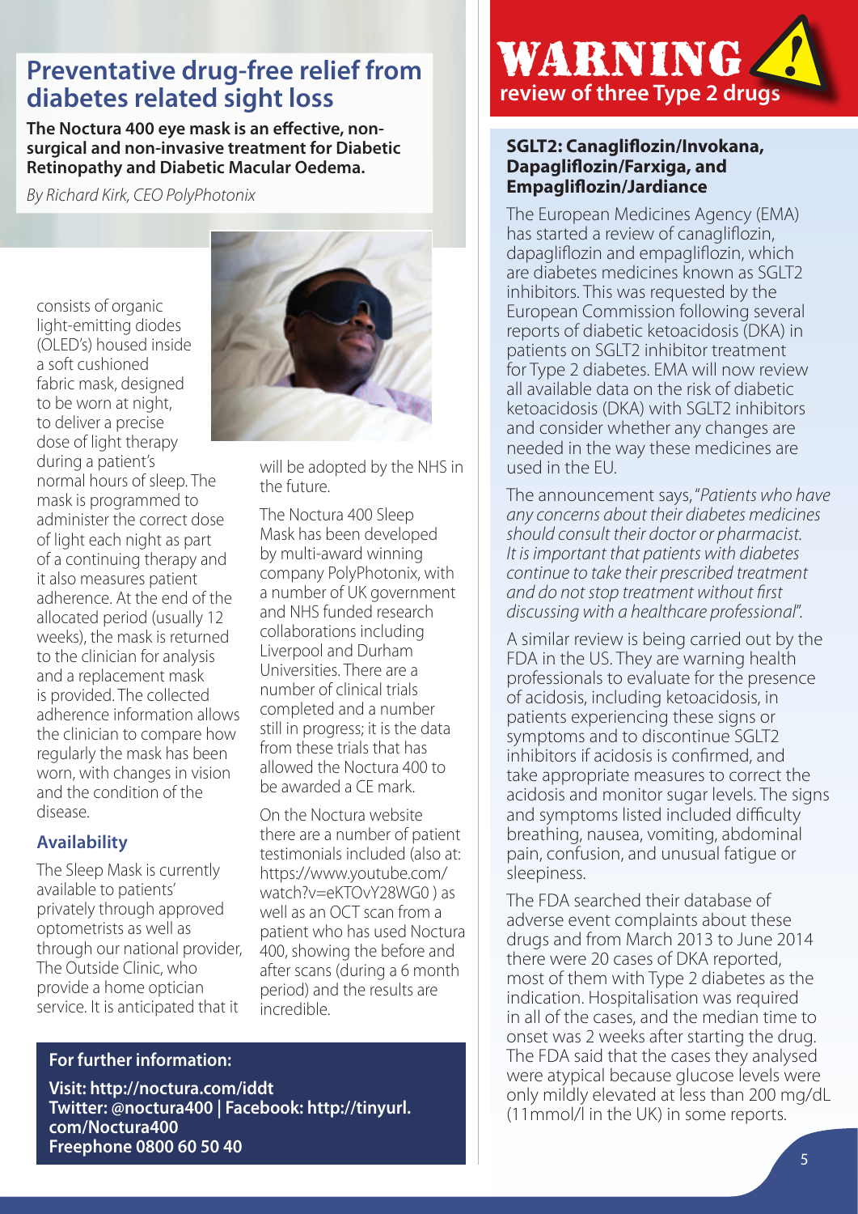## Preventative drug-free relief from diabetes related sight loss

**The Noctura 400 eye mask is an effective, non-surgical and non-invasive treatment for Diabetic Retinopathy and Diabetic Macular Oedema.**

*By Richard Kirk, CEO PolyPhotonix*

consists of organic light-emitting diodes (OLED's) housed inside a soft cushioned fabric mask, designed to be worn at night, to deliver a precise dose of light therapy during a patient's normal hours of sleep. The mask is programmed to administer the correct dose of light each night as part of a continuing therapy and it also measures patient adherence. At the end of the allocated period (usually 12 weeks), the mask is returned to the clinician for analysis and a replacement mask is provided. The collected adherence information allows the clinician to compare how regularly the mask has been worn, with changes in vision and the condition of the disease.

### Availability

The Sleep Mask is currently available to patients' privately through approved optometrists as well as through our national provider, The Outside Clinic, who provide a home optician service. It is anticipated that it will be adopted by the NHS in the future.

The Noctura 400 Sleep Mask has been developed by multi-award winning company PolyPhotonix, with a number of UK government and NHS funded research collaborations including Liverpool and Durham Universities. There are a number of clinical trials completed and a number still in progress; it is the data from these trials that has allowed the Noctura 400 to be awarded a CE mark.

On the Noctura website there are a number of patient testimonials included (also at: https://www.youtube.com/watch?v=eKTOvY28WG0 ) as well as an OCT scan from a patient who has used Noctura 400, showing the before and after scans (during a 6 month period) and the results are incredible.

**For further information:**

**Visit: http://noctura.com/iddt**
**Twitter: @noctura400 | Facebook: http://tinyurl.com/Noctura400**
**Freephone 0800 60 50 40**

## WARNING
## review of three Type 2 drugs

### SGLT2: Canagliflozin/Invokana, Dapagliflozin/Farxiga, and Empagliflozin/Jardiance

The European Medicines Agency (EMA) has started a review of canagliflozin, dapagliflozin and empagliflozin, which are diabetes medicines known as SGLT2 inhibitors. This was requested by the European Commission following several reports of diabetic ketoacidosis (DKA) in patients on SGLT2 inhibitor treatment for Type 2 diabetes. EMA will now review all available data on the risk of diabetic ketoacidosis (DKA) with SGLT2 inhibitors and consider whether any changes are needed in the way these medicines are used in the EU.

The announcement says, "*Patients who have any concerns about their diabetes medicines should consult their doctor or pharmacist. It is important that patients with diabetes continue to take their prescribed treatment and do not stop treatment without first discussing with a healthcare professional*".

A similar review is being carried out by the FDA in the US. They are warning health professionals to evaluate for the presence of acidosis, including ketoacidosis, in patients experiencing these signs or symptoms and to discontinue SGLT2 inhibitors if acidosis is confirmed, and take appropriate measures to correct the acidosis and monitor sugar levels. The signs and symptoms listed included difficulty breathing, nausea, vomiting, abdominal pain, confusion, and unusual fatigue or sleepiness.

The FDA searched their database of adverse event complaints about these drugs and from March 2013 to June 2014 there were 20 cases of DKA reported, most of them with Type 2 diabetes as the indication. Hospitalisation was required in all of the cases, and the median time to onset was 2 weeks after starting the drug. The FDA said that the cases they analysed were atypical because glucose levels were only mildly elevated at less than 200 mg/dL (11mmol/l in the UK) in some reports.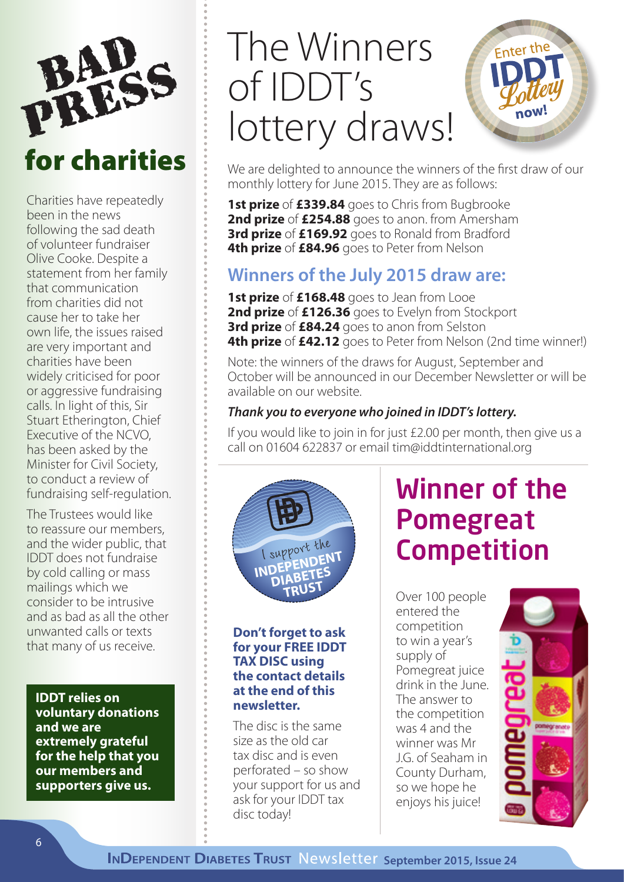# BAD PRESS for charities

Charities have repeatedly been in the news following the sad death of volunteer fundraiser Olive Cooke. Despite a statement from her family that communication from charities did not cause her to take her own life, the issues raised are very important and charities have been widely criticised for poor or aggressive fundraising calls. In light of this, Sir Stuart Etherington, Chief Executive of the NCVO, has been asked by the Minister for Civil Society, to conduct a review of fundraising self-regulation.

The Trustees would like to reassure our members, and the wider public, that IDDT does not fundraise by cold calling or mass mailings which we consider to be intrusive and as bad as all the other unwanted calls or texts that many of us receive.

**IDDT relies on voluntary donations and we are extremely grateful for the help that you our members and supporters give us.**

# The Winners of IDDT's lottery draws!

Enter the IDDT Lottery now!

We are delighted to announce the winners of the first draw of our monthly lottery for June 2015. They are as follows:

**1st prize** of **£339.84** goes to Chris from Bugbrooke
**2nd prize** of **£254.88** goes to anon. from Amersham
**3rd prize** of **£169.92** goes to Ronald from Bradford
**4th prize** of **£84.96** goes to Peter from Nelson

## Winners of the July 2015 draw are:

**1st prize** of **£168.48** goes to Jean from Looe
**2nd prize** of **£126.36** goes to Evelyn from Stockport
**3rd prize** of **£84.24** goes to anon from Selston
**4th prize** of **£42.12** goes to Peter from Nelson (2nd time winner!)

Note: the winners of the draws for August, September and October will be announced in our December Newsletter or will be available on our website.

***Thank you to everyone who joined in IDDT's lottery.***

If you would like to join in for just £2.00 per month, then give us a call on 01604 622837 or email tim@iddtinternational.org

I support the INDEPENDENT DIABETES TRUST

**Don't forget to ask for your FREE IDDT TAX DISC using the contact details at the end of this newsletter.**

The disc is the same size as the old car tax disc and is even perforated – so show your support for us and ask for your IDDT tax disc today!

# Winner of the Pomegreat Competition

Over 100 people entered the competition to win a year's supply of Pomegreat juice drink in the June. The answer to the competition was 4 and the winner was Mr J.G. of Seaham in County Durham, so we hope he enjoys his juice!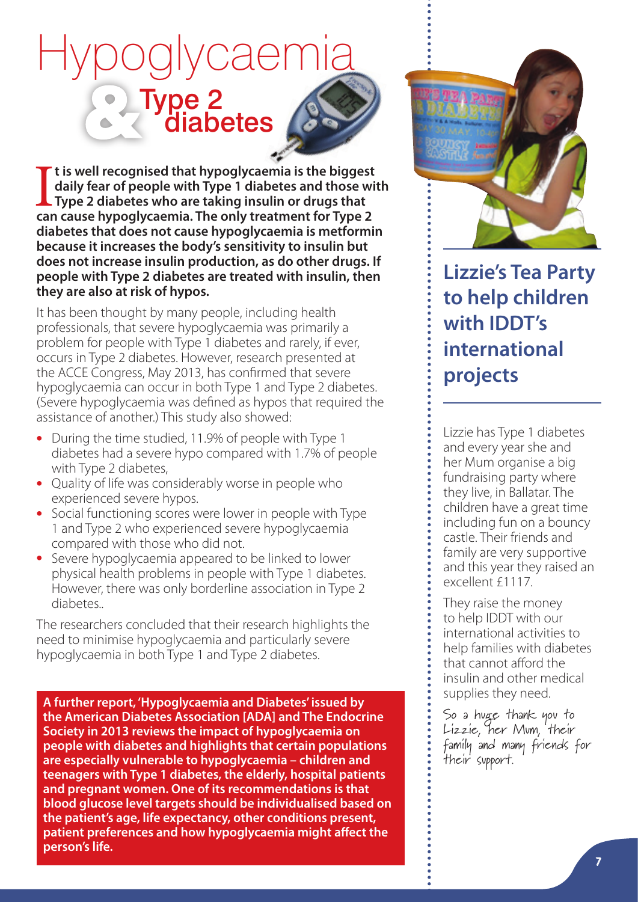# Hypoglycaemia & Type 2 diabetes

**It is well recognised that hypoglycaemia is the biggest daily fear of people with Type 1 diabetes and those with Type 2 diabetes who are taking insulin or drugs that can cause hypoglycaemia. The only treatment for Type 2 diabetes that does not cause hypoglycaemia is metformin because it increases the body's sensitivity to insulin but does not increase insulin production, as do other drugs. If people with Type 2 diabetes are treated with insulin, then they are also at risk of hypos.**

It has been thought by many people, including health professionals, that severe hypoglycaemia was primarily a problem for people with Type 1 diabetes and rarely, if ever, occurs in Type 2 diabetes. However, research presented at the ACCE Congress, May 2013, has confirmed that severe hypoglycaemia can occur in both Type 1 and Type 2 diabetes. (Severe hypoglycaemia was defined as hypos that required the assistance of another.) This study also showed:

- During the time studied, 11.9% of people with Type 1 diabetes had a severe hypo compared with 1.7% of people with Type 2 diabetes,
- Quality of life was considerably worse in people who experienced severe hypos.
- Social functioning scores were lower in people with Type 1 and Type 2 who experienced severe hypoglycaemia compared with those who did not.
- Severe hypoglycaemia appeared to be linked to lower physical health problems in people with Type 1 diabetes. However, there was only borderline association in Type 2 diabetes..

The researchers concluded that their research highlights the need to minimise hypoglycaemia and particularly severe hypoglycaemia in both Type 1 and Type 2 diabetes.

**A further report, 'Hypoglycaemia and Diabetes' issued by the American Diabetes Association [ADA] and The Endocrine Society in 2013 reviews the impact of hypoglycaemia on people with diabetes and highlights that certain populations are especially vulnerable to hypoglycaemia – children and teenagers with Type 1 diabetes, the elderly, hospital patients and pregnant women. One of its recommendations is that blood glucose level targets should be individualised based on the patient's age, life expectancy, other conditions present, patient preferences and how hypoglycaemia might affect the person's life.**

## Lizzie's Tea Party to help children with IDDT's international projects

Lizzie has Type 1 diabetes and every year she and her Mum organise a big fundraising party where they live, in Ballatar. The children have a great time including fun on a bouncy castle. Their friends and family are very supportive and this year they raised an excellent £1117.

They raise the money to help IDDT with our international activities to help families with diabetes that cannot afford the insulin and other medical supplies they need.

*So a huge thank you to Lizzie, her Mum, their family and many friends for their support.*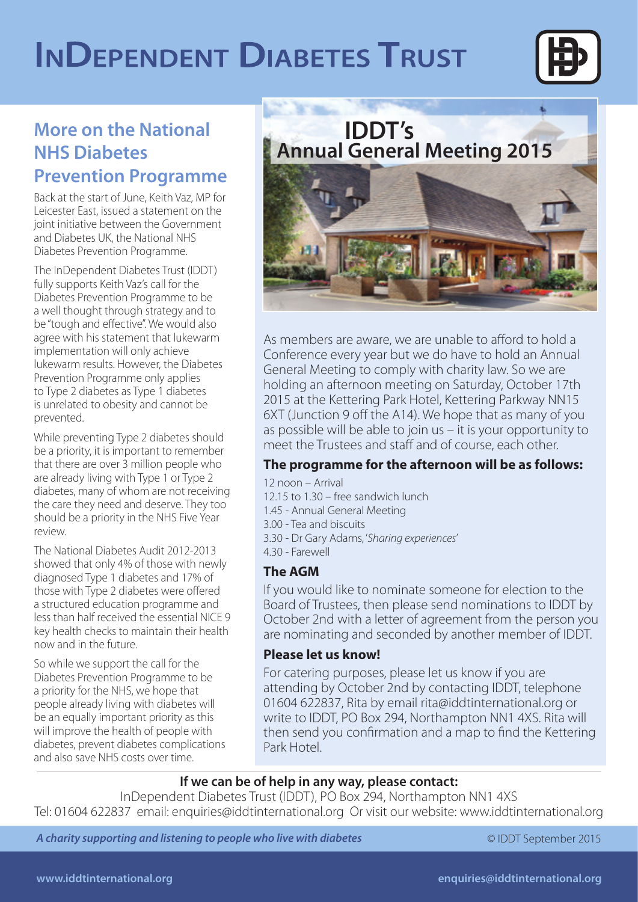# InDependent Diabetes Trust

## More on the National NHS Diabetes Prevention Programme

Back at the start of June, Keith Vaz, MP for Leicester East, issued a statement on the joint initiative between the Government and Diabetes UK, the National NHS Diabetes Prevention Programme.

The InDependent Diabetes Trust (IDDT) fully supports Keith Vaz's call for the Diabetes Prevention Programme to be a well thought through strategy and to be "tough and effective". We would also agree with his statement that lukewarm implementation will only achieve lukewarm results. However, the Diabetes Prevention Programme only applies to Type 2 diabetes as Type 1 diabetes is unrelated to obesity and cannot be prevented.

While preventing Type 2 diabetes should be a priority, it is important to remember that there are over 3 million people who are already living with Type 1 or Type 2 diabetes, many of whom are not receiving the care they need and deserve. They too should be a priority in the NHS Five Year review.

The National Diabetes Audit 2012-2013 showed that only 4% of those with newly diagnosed Type 1 diabetes and 17% of those with Type 2 diabetes were offered a structured education programme and less than half received the essential NICE 9 key health checks to maintain their health now and in the future.

So while we support the call for the Diabetes Prevention Programme to be a priority for the NHS, we hope that people already living with diabetes will be an equally important priority as this will improve the health of people with diabetes, prevent diabetes complications and also save NHS costs over time.

## IDDT's Annual General Meeting 2015

As members are aware, we are unable to afford to hold a Conference every year but we do have to hold an Annual General Meeting to comply with charity law. So we are holding an afternoon meeting on Saturday, October 17th 2015 at the Kettering Park Hotel, Kettering Parkway NN15 6XT (Junction 9 off the A14). We hope that as many of you as possible will be able to join us – it is your opportunity to meet the Trustees and staff and of course, each other.

### The programme for the afternoon will be as follows:

12 noon – Arrival
12.15 to 1.30 – free sandwich lunch
1.45 - Annual General Meeting
3.00 - Tea and biscuits
3.30 - Dr Gary Adams, '*Sharing experiences*'
4.30 - Farewell

### The AGM

If you would like to nominate someone for election to the Board of Trustees, then please send nominations to IDDT by October 2nd with a letter of agreement from the person you are nominating and seconded by another member of IDDT.

### Please let us know!

For catering purposes, please let us know if you are attending by October 2nd by contacting IDDT, telephone 01604 622837, Rita by email rita@iddtinternational.org or write to IDDT, PO Box 294, Northampton NN1 4XS. Rita will then send you confirmation and a map to find the Kettering Park Hotel.

**If we can be of help in any way, please contact:**

InDependent Diabetes Trust (IDDT), PO Box 294, Northampton NN1 4XS
Tel: 01604 622837 email: enquiries@iddtinternational.org Or visit our website: www.iddtinternational.org

***A charity supporting and listening to people who live with diabetes*** © IDDT September 2015

www.iddtinternational.org enquiries@iddtinternational.org